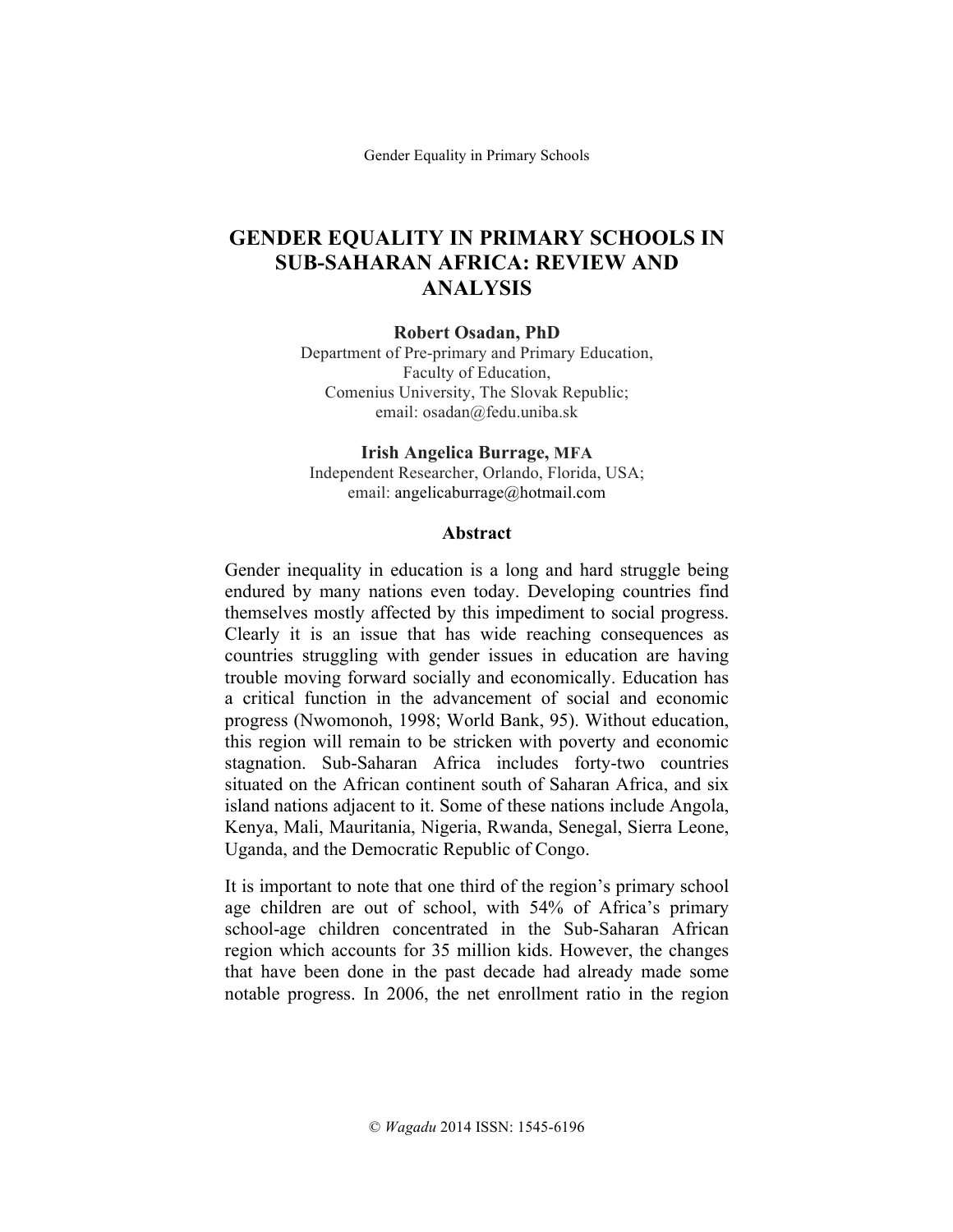# GENDER EQUALITY IN PRIMARY SCHOOLS IN SUB-SAHARAN AFRICA: REVIEW AND ANALYSIS

**Robert Osadan, PhD**
Department of Pre-primary and Primary Education,
Faculty of Education,
Comenius University, The Slovak Republic;
email: osadan@fedu.uniba.sk

**Irish Angelica Burrage, MFA**
Independent Researcher, Orlando, Florida, USA;
email: angelicaburrage@hotmail.com

## Abstract

Gender inequality in education is a long and hard struggle being endured by many nations even today. Developing countries find themselves mostly affected by this impediment to social progress. Clearly it is an issue that has wide reaching consequences as countries struggling with gender issues in education are having trouble moving forward socially and economically. Education has a critical function in the advancement of social and economic progress (Nwomonoh, 1998; World Bank, 95). Without education, this region will remain to be stricken with poverty and economic stagnation. Sub-Saharan Africa includes forty-two countries situated on the African continent south of Saharan Africa, and six island nations adjacent to it. Some of these nations include Angola, Kenya, Mali, Mauritania, Nigeria, Rwanda, Senegal, Sierra Leone, Uganda, and the Democratic Republic of Congo.

It is important to note that one third of the region's primary school age children are out of school, with 54% of Africa's primary school-age children concentrated in the Sub-Saharan African region which accounts for 35 million kids. However, the changes that have been done in the past decade had already made some notable progress. In 2006, the net enrollment ratio in the region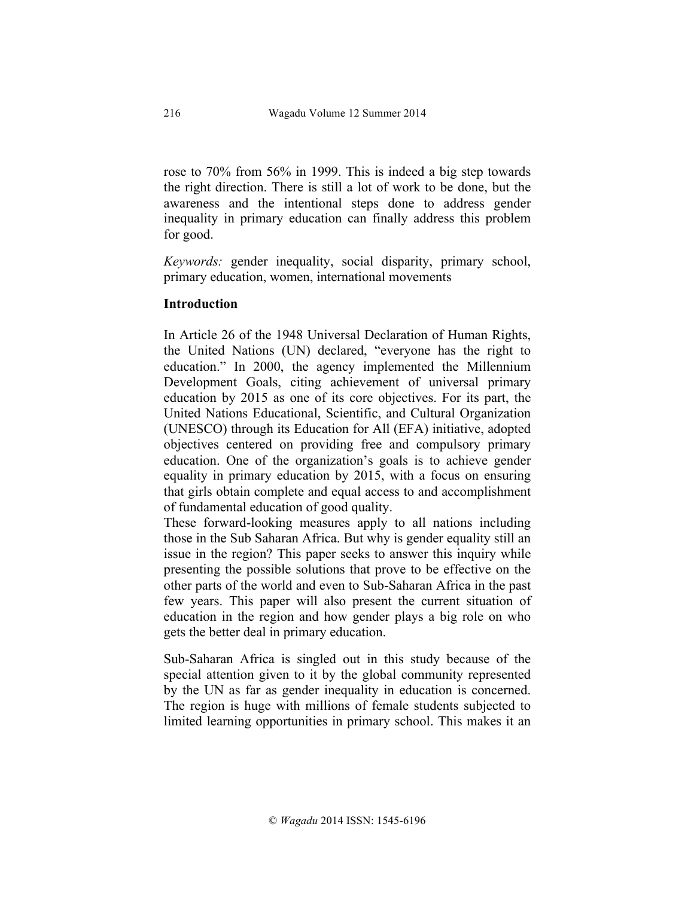rose to 70% from 56% in 1999. This is indeed a big step towards the right direction. There is still a lot of work to be done, but the awareness and the intentional steps done to address gender inequality in primary education can finally address this problem for good.

*Keywords:* gender inequality, social disparity, primary school, primary education, women, international movements

## Introduction

In Article 26 of the 1948 Universal Declaration of Human Rights, the United Nations (UN) declared, "everyone has the right to education." In 2000, the agency implemented the Millennium Development Goals, citing achievement of universal primary education by 2015 as one of its core objectives. For its part, the United Nations Educational, Scientific, and Cultural Organization (UNESCO) through its Education for All (EFA) initiative, adopted objectives centered on providing free and compulsory primary education. One of the organization's goals is to achieve gender equality in primary education by 2015, with a focus on ensuring that girls obtain complete and equal access to and accomplishment of fundamental education of good quality.

These forward-looking measures apply to all nations including those in the Sub Saharan Africa. But why is gender equality still an issue in the region? This paper seeks to answer this inquiry while presenting the possible solutions that prove to be effective on the other parts of the world and even to Sub-Saharan Africa in the past few years. This paper will also present the current situation of education in the region and how gender plays a big role on who gets the better deal in primary education.

Sub-Saharan Africa is singled out in this study because of the special attention given to it by the global community represented by the UN as far as gender inequality in education is concerned. The region is huge with millions of female students subjected to limited learning opportunities in primary school. This makes it an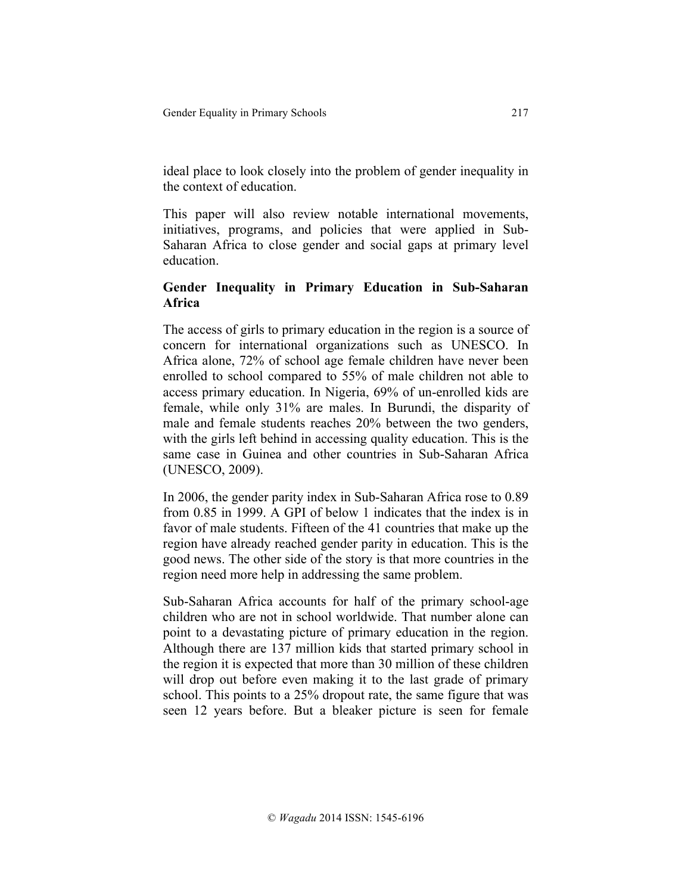ideal place to look closely into the problem of gender inequality in the context of education.

This paper will also review notable international movements, initiatives, programs, and policies that were applied in Sub-Saharan Africa to close gender and social gaps at primary level education.

## Gender Inequality in Primary Education in Sub-Saharan Africa

The access of girls to primary education in the region is a source of concern for international organizations such as UNESCO. In Africa alone, 72% of school age female children have never been enrolled to school compared to 55% of male children not able to access primary education. In Nigeria, 69% of un-enrolled kids are female, while only 31% are males. In Burundi, the disparity of male and female students reaches 20% between the two genders, with the girls left behind in accessing quality education. This is the same case in Guinea and other countries in Sub-Saharan Africa (UNESCO, 2009).

In 2006, the gender parity index in Sub-Saharan Africa rose to 0.89 from 0.85 in 1999. A GPI of below 1 indicates that the index is in favor of male students. Fifteen of the 41 countries that make up the region have already reached gender parity in education. This is the good news. The other side of the story is that more countries in the region need more help in addressing the same problem.

Sub-Saharan Africa accounts for half of the primary school-age children who are not in school worldwide. That number alone can point to a devastating picture of primary education in the region. Although there are 137 million kids that started primary school in the region it is expected that more than 30 million of these children will drop out before even making it to the last grade of primary school. This points to a 25% dropout rate, the same figure that was seen 12 years before. But a bleaker picture is seen for female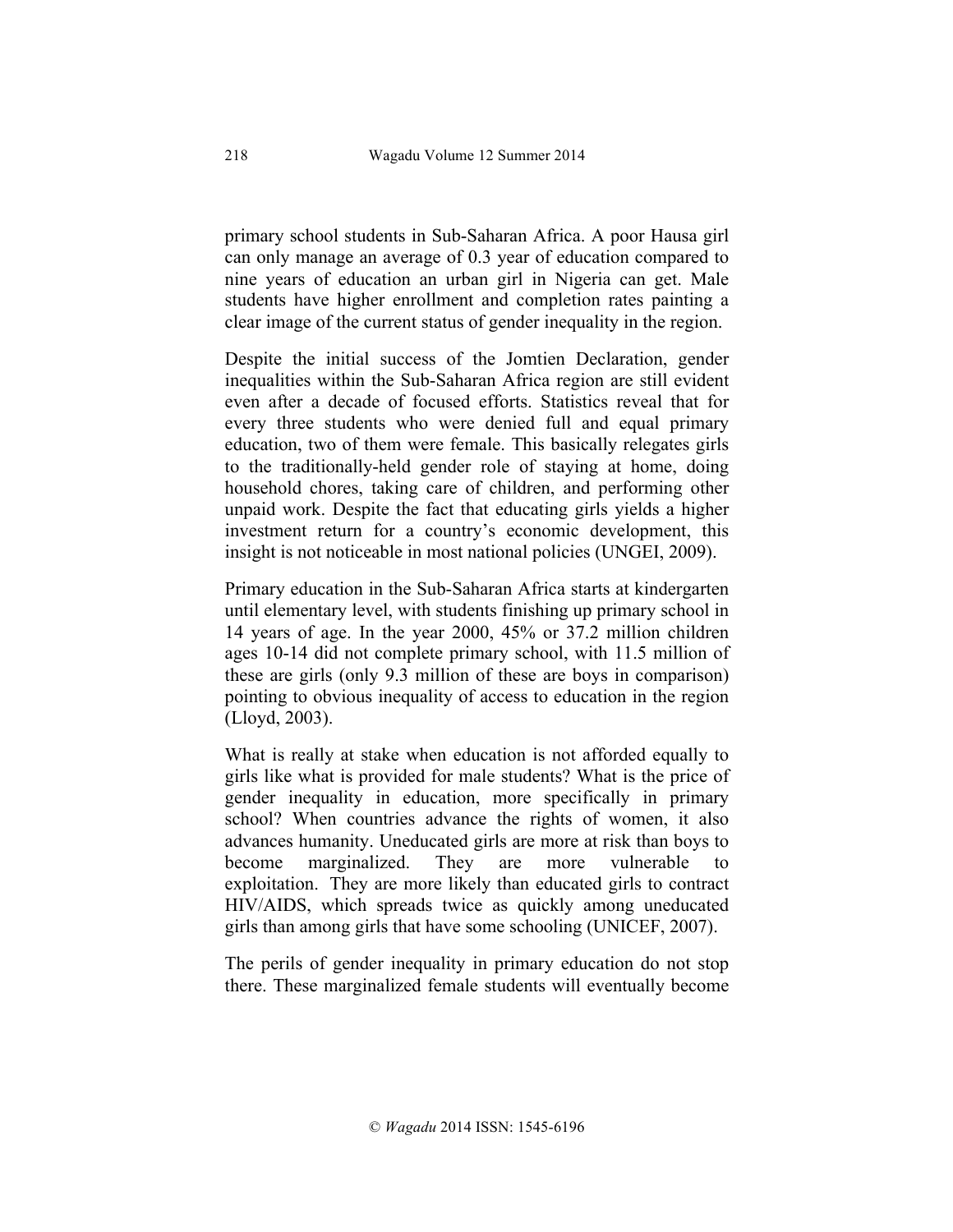primary school students in Sub-Saharan Africa. A poor Hausa girl can only manage an average of 0.3 year of education compared to nine years of education an urban girl in Nigeria can get. Male students have higher enrollment and completion rates painting a clear image of the current status of gender inequality in the region.

Despite the initial success of the Jomtien Declaration, gender inequalities within the Sub-Saharan Africa region are still evident even after a decade of focused efforts. Statistics reveal that for every three students who were denied full and equal primary education, two of them were female. This basically relegates girls to the traditionally-held gender role of staying at home, doing household chores, taking care of children, and performing other unpaid work. Despite the fact that educating girls yields a higher investment return for a country's economic development, this insight is not noticeable in most national policies (UNGEI, 2009).

Primary education in the Sub-Saharan Africa starts at kindergarten until elementary level, with students finishing up primary school in 14 years of age. In the year 2000, 45% or 37.2 million children ages 10-14 did not complete primary school, with 11.5 million of these are girls (only 9.3 million of these are boys in comparison) pointing to obvious inequality of access to education in the region (Lloyd, 2003).

What is really at stake when education is not afforded equally to girls like what is provided for male students? What is the price of gender inequality in education, more specifically in primary school? When countries advance the rights of women, it also advances humanity. Uneducated girls are more at risk than boys to become marginalized. They are more vulnerable to exploitation. They are more likely than educated girls to contract HIV/AIDS, which spreads twice as quickly among uneducated girls than among girls that have some schooling (UNICEF, 2007).

The perils of gender inequality in primary education do not stop there. These marginalized female students will eventually become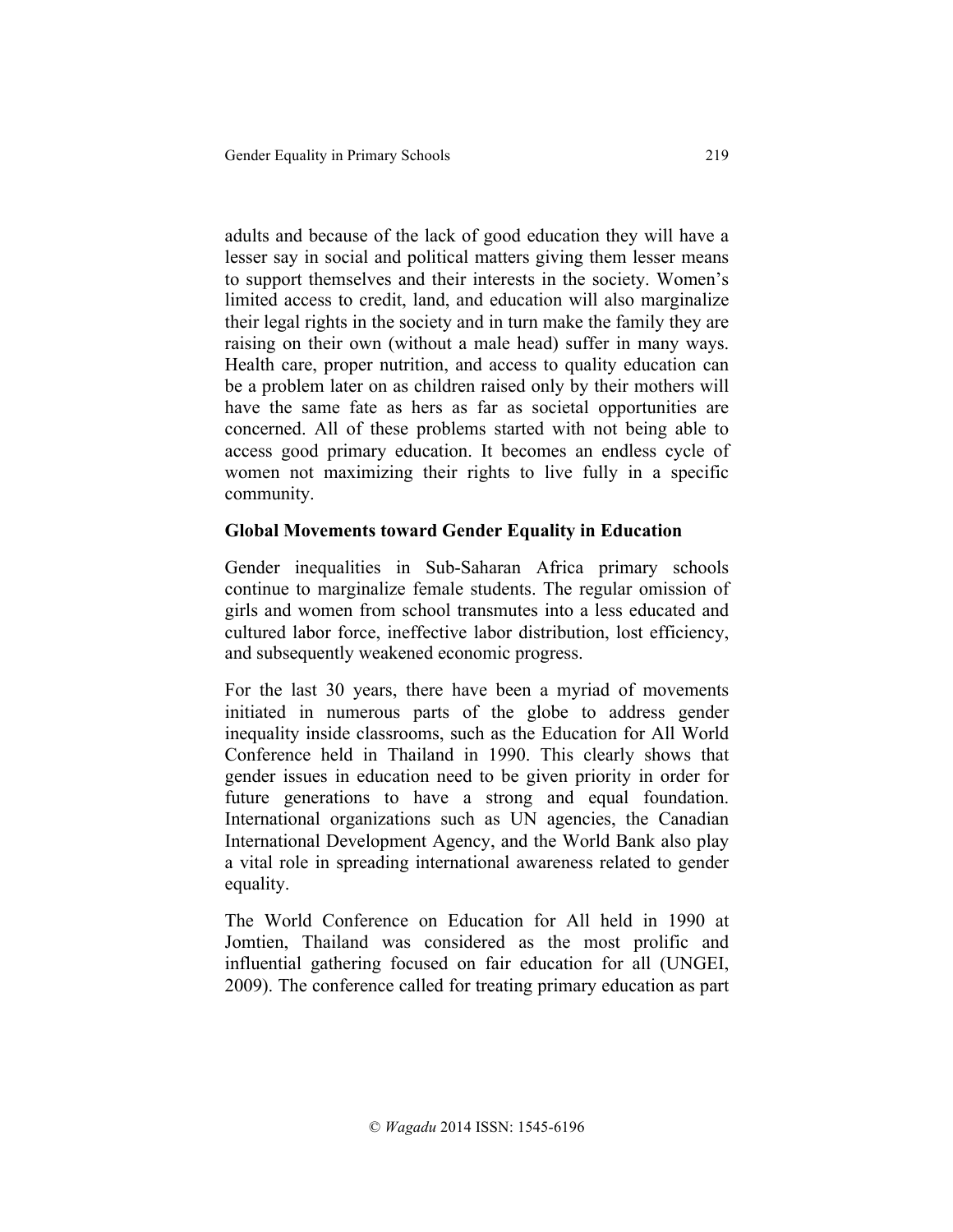adults and because of the lack of good education they will have a lesser say in social and political matters giving them lesser means to support themselves and their interests in the society. Women's limited access to credit, land, and education will also marginalize their legal rights in the society and in turn make the family they are raising on their own (without a male head) suffer in many ways. Health care, proper nutrition, and access to quality education can be a problem later on as children raised only by their mothers will have the same fate as hers as far as societal opportunities are concerned. All of these problems started with not being able to access good primary education. It becomes an endless cycle of women not maximizing their rights to live fully in a specific community.

## Global Movements toward Gender Equality in Education

Gender inequalities in Sub-Saharan Africa primary schools continue to marginalize female students. The regular omission of girls and women from school transmutes into a less educated and cultured labor force, ineffective labor distribution, lost efficiency, and subsequently weakened economic progress.

For the last 30 years, there have been a myriad of movements initiated in numerous parts of the globe to address gender inequality inside classrooms, such as the Education for All World Conference held in Thailand in 1990. This clearly shows that gender issues in education need to be given priority in order for future generations to have a strong and equal foundation. International organizations such as UN agencies, the Canadian International Development Agency, and the World Bank also play a vital role in spreading international awareness related to gender equality.

The World Conference on Education for All held in 1990 at Jomtien, Thailand was considered as the most prolific and influential gathering focused on fair education for all (UNGEI, 2009). The conference called for treating primary education as part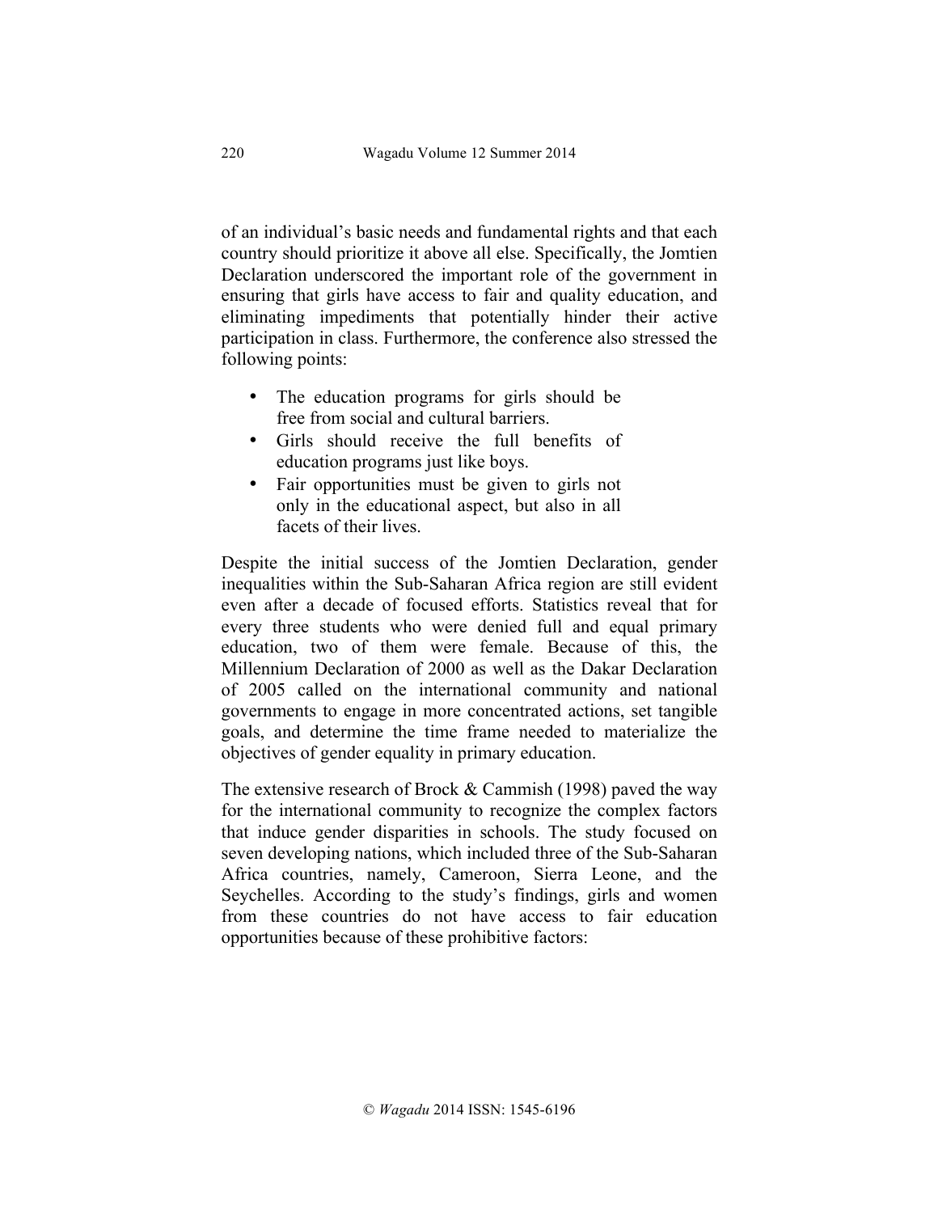of an individual's basic needs and fundamental rights and that each country should prioritize it above all else. Specifically, the Jomtien Declaration underscored the important role of the government in ensuring that girls have access to fair and quality education, and eliminating impediments that potentially hinder their active participation in class. Furthermore, the conference also stressed the following points:

- The education programs for girls should be free from social and cultural barriers.
- Girls should receive the full benefits of education programs just like boys.
- Fair opportunities must be given to girls not only in the educational aspect, but also in all facets of their lives.

Despite the initial success of the Jomtien Declaration, gender inequalities within the Sub-Saharan Africa region are still evident even after a decade of focused efforts. Statistics reveal that for every three students who were denied full and equal primary education, two of them were female. Because of this, the Millennium Declaration of 2000 as well as the Dakar Declaration of 2005 called on the international community and national governments to engage in more concentrated actions, set tangible goals, and determine the time frame needed to materialize the objectives of gender equality in primary education.

The extensive research of Brock & Cammish (1998) paved the way for the international community to recognize the complex factors that induce gender disparities in schools. The study focused on seven developing nations, which included three of the Sub-Saharan Africa countries, namely, Cameroon, Sierra Leone, and the Seychelles. According to the study's findings, girls and women from these countries do not have access to fair education opportunities because of these prohibitive factors: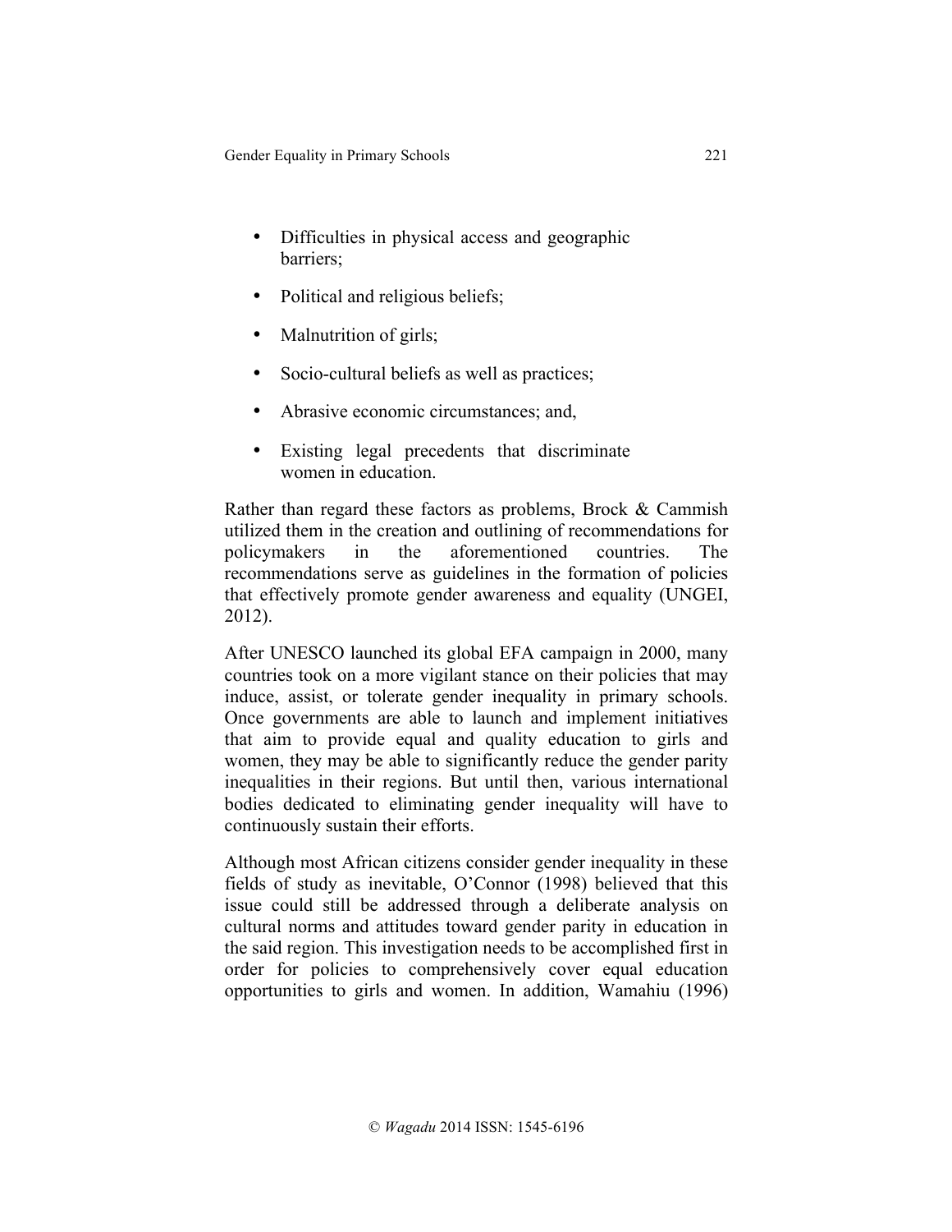- Difficulties in physical access and geographic barriers;
- Political and religious beliefs;
- Malnutrition of girls;
- Socio-cultural beliefs as well as practices;
- Abrasive economic circumstances; and,
- Existing legal precedents that discriminate women in education.

Rather than regard these factors as problems, Brock & Cammish utilized them in the creation and outlining of recommendations for policymakers in the aforementioned countries. The recommendations serve as guidelines in the formation of policies that effectively promote gender awareness and equality (UNGEI, 2012).

After UNESCO launched its global EFA campaign in 2000, many countries took on a more vigilant stance on their policies that may induce, assist, or tolerate gender inequality in primary schools. Once governments are able to launch and implement initiatives that aim to provide equal and quality education to girls and women, they may be able to significantly reduce the gender parity inequalities in their regions. But until then, various international bodies dedicated to eliminating gender inequality will have to continuously sustain their efforts.

Although most African citizens consider gender inequality in these fields of study as inevitable, O'Connor (1998) believed that this issue could still be addressed through a deliberate analysis on cultural norms and attitudes toward gender parity in education in the said region. This investigation needs to be accomplished first in order for policies to comprehensively cover equal education opportunities to girls and women. In addition, Wamahiu (1996)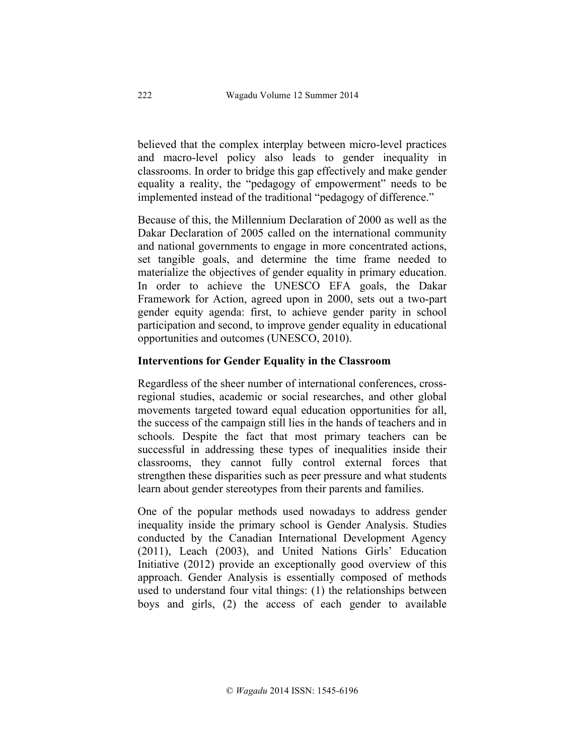believed that the complex interplay between micro-level practices and macro-level policy also leads to gender inequality in classrooms. In order to bridge this gap effectively and make gender equality a reality, the "pedagogy of empowerment" needs to be implemented instead of the traditional "pedagogy of difference."

Because of this, the Millennium Declaration of 2000 as well as the Dakar Declaration of 2005 called on the international community and national governments to engage in more concentrated actions, set tangible goals, and determine the time frame needed to materialize the objectives of gender equality in primary education. In order to achieve the UNESCO EFA goals, the Dakar Framework for Action, agreed upon in 2000, sets out a two-part gender equity agenda: first, to achieve gender parity in school participation and second, to improve gender equality in educational opportunities and outcomes (UNESCO, 2010).

## Interventions for Gender Equality in the Classroom

Regardless of the sheer number of international conferences, cross-regional studies, academic or social researches, and other global movements targeted toward equal education opportunities for all, the success of the campaign still lies in the hands of teachers and in schools. Despite the fact that most primary teachers can be successful in addressing these types of inequalities inside their classrooms, they cannot fully control external forces that strengthen these disparities such as peer pressure and what students learn about gender stereotypes from their parents and families.

One of the popular methods used nowadays to address gender inequality inside the primary school is Gender Analysis. Studies conducted by the Canadian International Development Agency (2011), Leach (2003), and United Nations Girls' Education Initiative (2012) provide an exceptionally good overview of this approach. Gender Analysis is essentially composed of methods used to understand four vital things: (1) the relationships between boys and girls, (2) the access of each gender to available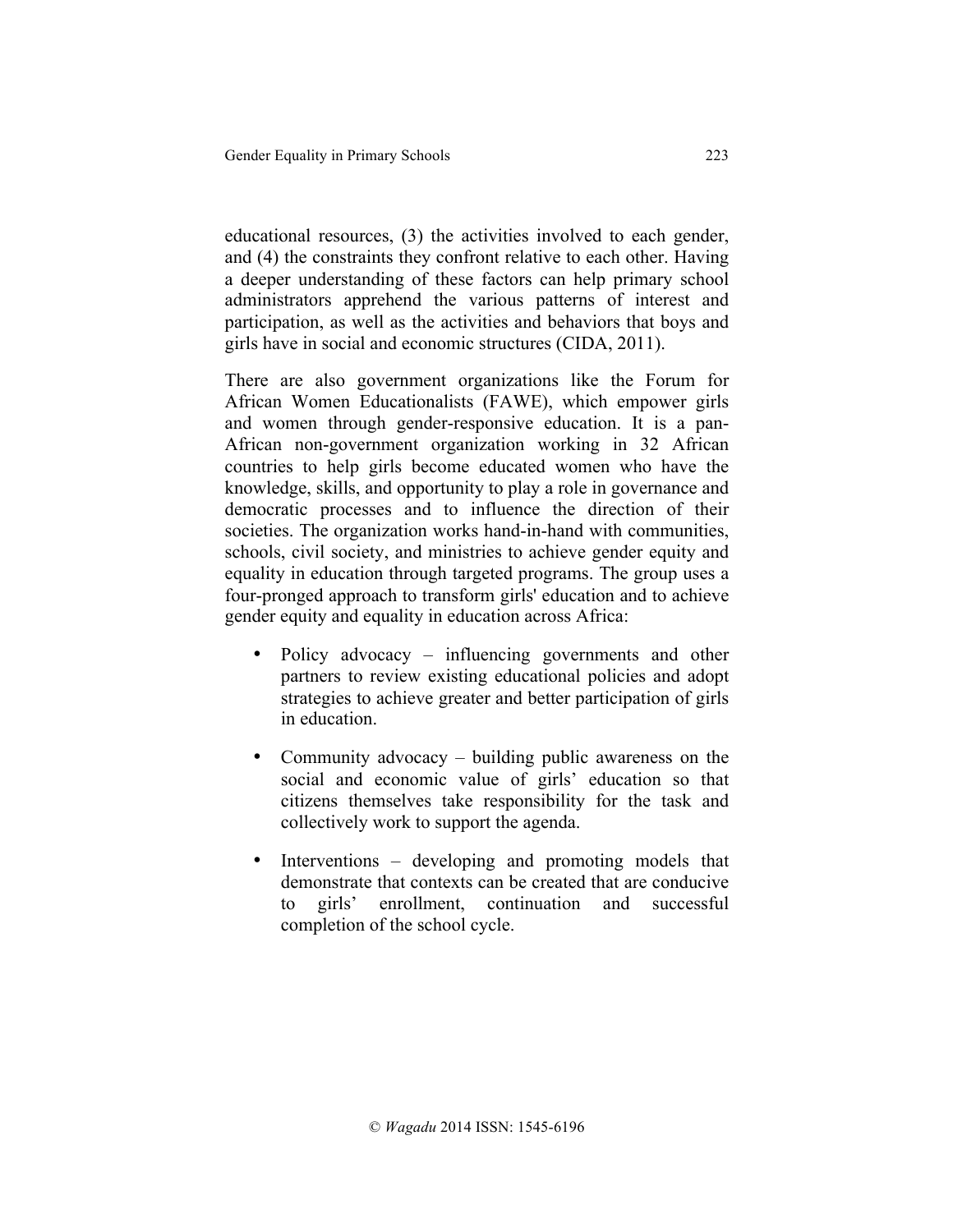educational resources, (3) the activities involved to each gender, and (4) the constraints they confront relative to each other. Having a deeper understanding of these factors can help primary school administrators apprehend the various patterns of interest and participation, as well as the activities and behaviors that boys and girls have in social and economic structures (CIDA, 2011).

There are also government organizations like the Forum for African Women Educationalists (FAWE), which empower girls and women through gender-responsive education. It is a pan-African non-government organization working in 32 African countries to help girls become educated women who have the knowledge, skills, and opportunity to play a role in governance and democratic processes and to influence the direction of their societies. The organization works hand-in-hand with communities, schools, civil society, and ministries to achieve gender equity and equality in education through targeted programs. The group uses a four-pronged approach to transform girls' education and to achieve gender equity and equality in education across Africa:

- Policy advocacy – influencing governments and other partners to review existing educational policies and adopt strategies to achieve greater and better participation of girls in education.
- Community advocacy – building public awareness on the social and economic value of girls' education so that citizens themselves take responsibility for the task and collectively work to support the agenda.
- Interventions – developing and promoting models that demonstrate that contexts can be created that are conducive to girls' enrollment, continuation and successful completion of the school cycle.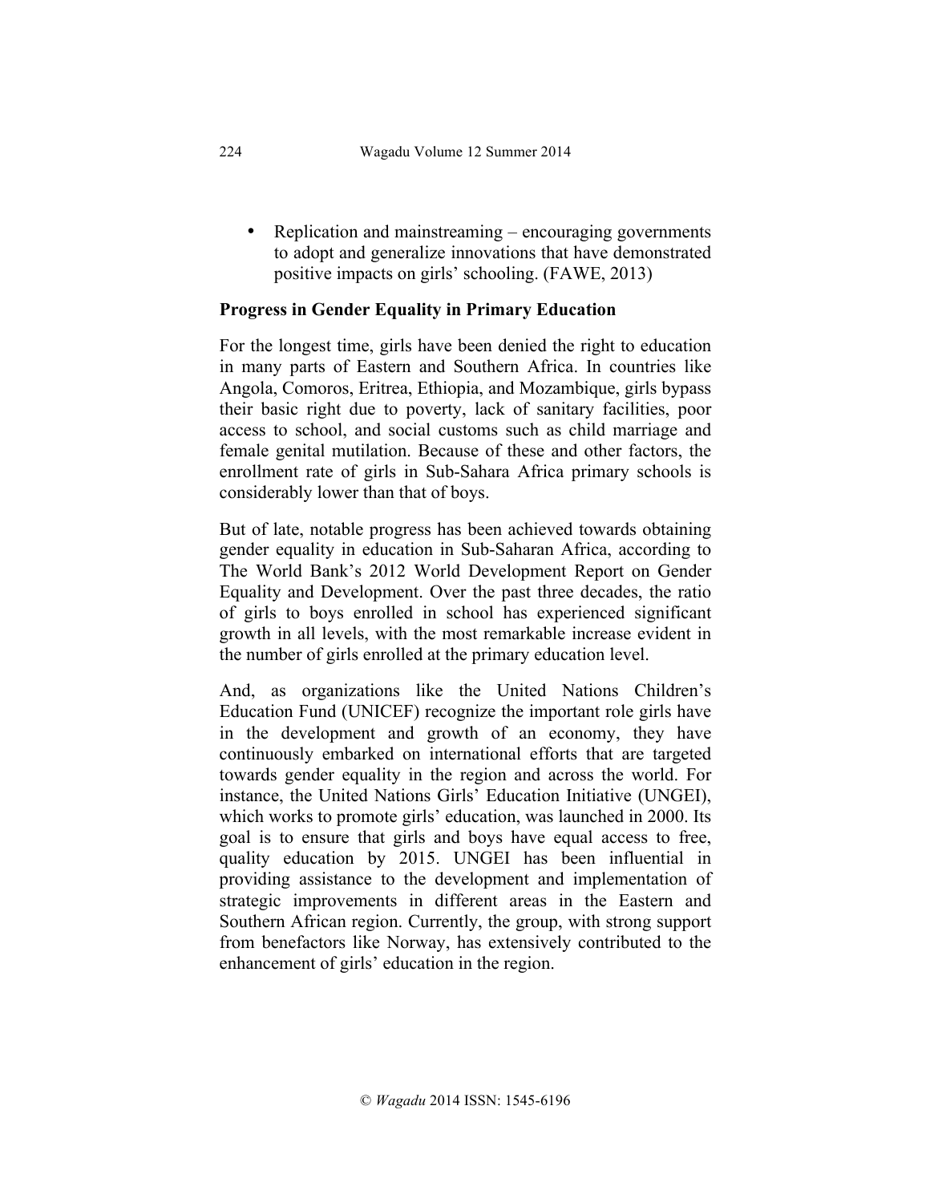- Replication and mainstreaming – encouraging governments to adopt and generalize innovations that have demonstrated positive impacts on girls' schooling. (FAWE, 2013)

**Progress in Gender Equality in Primary Education**

For the longest time, girls have been denied the right to education in many parts of Eastern and Southern Africa. In countries like Angola, Comoros, Eritrea, Ethiopia, and Mozambique, girls bypass their basic right due to poverty, lack of sanitary facilities, poor access to school, and social customs such as child marriage and female genital mutilation. Because of these and other factors, the enrollment rate of girls in Sub-Sahara Africa primary schools is considerably lower than that of boys.

But of late, notable progress has been achieved towards obtaining gender equality in education in Sub-Saharan Africa, according to The World Bank's 2012 World Development Report on Gender Equality and Development. Over the past three decades, the ratio of girls to boys enrolled in school has experienced significant growth in all levels, with the most remarkable increase evident in the number of girls enrolled at the primary education level.

And, as organizations like the United Nations Children's Education Fund (UNICEF) recognize the important role girls have in the development and growth of an economy, they have continuously embarked on international efforts that are targeted towards gender equality in the region and across the world. For instance, the United Nations Girls' Education Initiative (UNGEI), which works to promote girls' education, was launched in 2000. Its goal is to ensure that girls and boys have equal access to free, quality education by 2015. UNGEI has been influential in providing assistance to the development and implementation of strategic improvements in different areas in the Eastern and Southern African region. Currently, the group, with strong support from benefactors like Norway, has extensively contributed to the enhancement of girls' education in the region.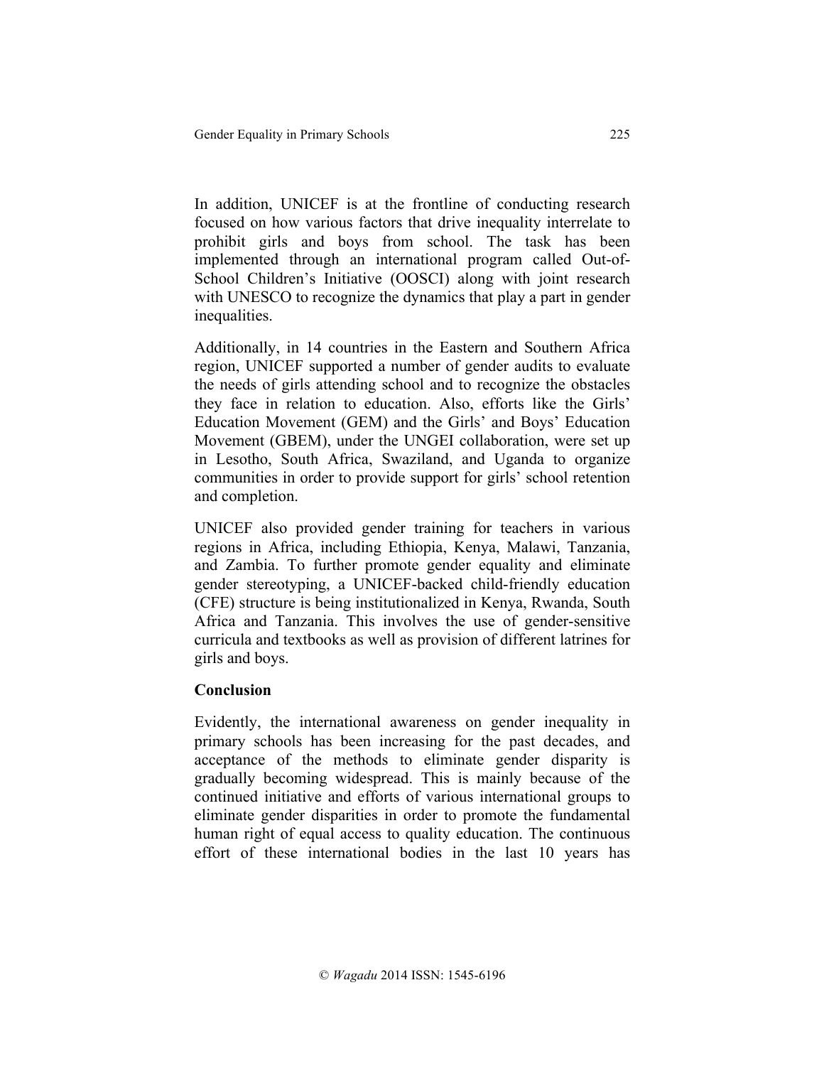In addition, UNICEF is at the frontline of conducting research focused on how various factors that drive inequality interrelate to prohibit girls and boys from school. The task has been implemented through an international program called Out-of-School Children's Initiative (OOSCI) along with joint research with UNESCO to recognize the dynamics that play a part in gender inequalities.

Additionally, in 14 countries in the Eastern and Southern Africa region, UNICEF supported a number of gender audits to evaluate the needs of girls attending school and to recognize the obstacles they face in relation to education. Also, efforts like the Girls' Education Movement (GEM) and the Girls' and Boys' Education Movement (GBEM), under the UNGEI collaboration, were set up in Lesotho, South Africa, Swaziland, and Uganda to organize communities in order to provide support for girls' school retention and completion.

UNICEF also provided gender training for teachers in various regions in Africa, including Ethiopia, Kenya, Malawi, Tanzania, and Zambia. To further promote gender equality and eliminate gender stereotyping, a UNICEF-backed child-friendly education (CFE) structure is being institutionalized in Kenya, Rwanda, South Africa and Tanzania. This involves the use of gender-sensitive curricula and textbooks as well as provision of different latrines for girls and boys.

## Conclusion

Evidently, the international awareness on gender inequality in primary schools has been increasing for the past decades, and acceptance of the methods to eliminate gender disparity is gradually becoming widespread. This is mainly because of the continued initiative and efforts of various international groups to eliminate gender disparities in order to promote the fundamental human right of equal access to quality education. The continuous effort of these international bodies in the last 10 years has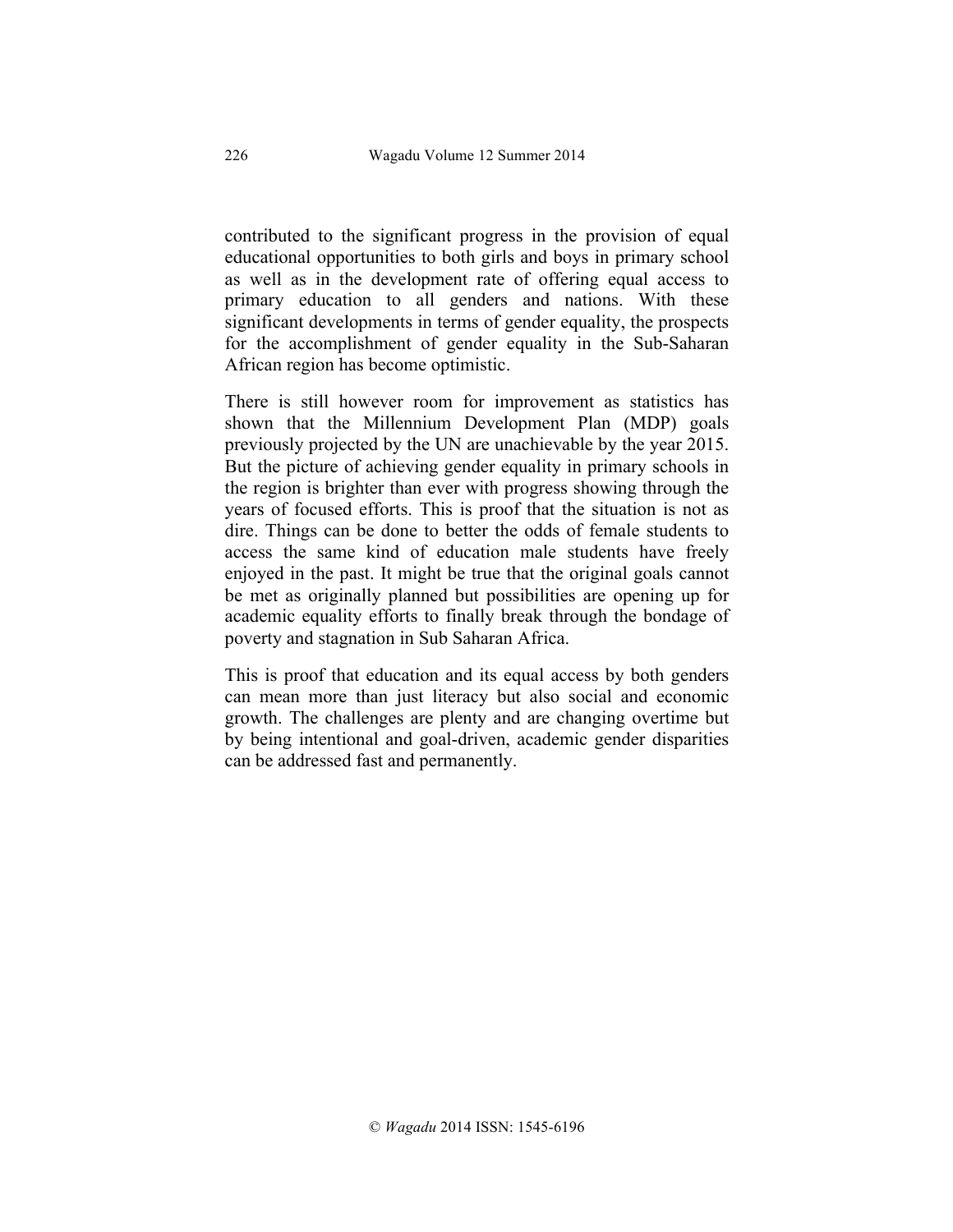contributed to the significant progress in the provision of equal educational opportunities to both girls and boys in primary school as well as in the development rate of offering equal access to primary education to all genders and nations. With these significant developments in terms of gender equality, the prospects for the accomplishment of gender equality in the Sub-Saharan African region has become optimistic.

There is still however room for improvement as statistics has shown that the Millennium Development Plan (MDP) goals previously projected by the UN are unachievable by the year 2015. But the picture of achieving gender equality in primary schools in the region is brighter than ever with progress showing through the years of focused efforts. This is proof that the situation is not as dire. Things can be done to better the odds of female students to access the same kind of education male students have freely enjoyed in the past. It might be true that the original goals cannot be met as originally planned but possibilities are opening up for academic equality efforts to finally break through the bondage of poverty and stagnation in Sub Saharan Africa.

This is proof that education and its equal access by both genders can mean more than just literacy but also social and economic growth. The challenges are plenty and are changing overtime but by being intentional and goal-driven, academic gender disparities can be addressed fast and permanently.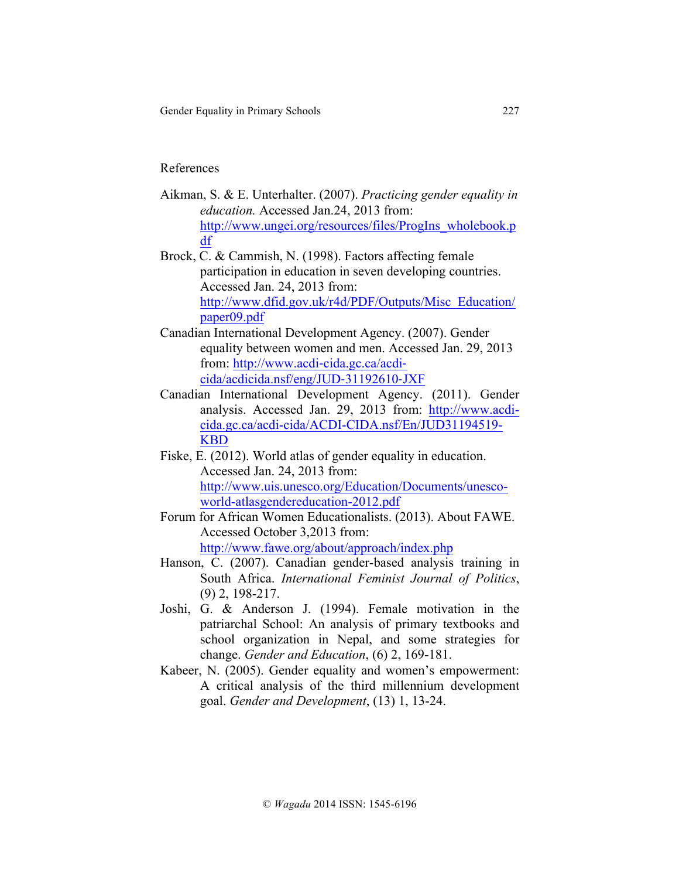## References

Aikman, S. & E. Unterhalter. (2007). *Practicing gender equality in education.* Accessed Jan.24, 2013 from: http://www.ungei.org/resources/files/ProgIns_wholebook.pdf

Brock, C. & Cammish, N. (1998). Factors affecting female participation in education in seven developing countries. Accessed Jan. 24, 2013 from: http://www.dfid.gov.uk/r4d/PDF/Outputs/Misc_Education/paper09.pdf

Canadian International Development Agency. (2007). Gender equality between women and men. Accessed Jan. 29, 2013 from: http://www.acdi-cida.gc.ca/acdi-cida/acdicida.nsf/eng/JUD-31192610-JXF

Canadian International Development Agency. (2011). Gender analysis. Accessed Jan. 29, 2013 from: http://www.acdi-cida.gc.ca/acdi-cida/ACDI-CIDA.nsf/En/JUD31194519-KBD

Fiske, E. (2012). World atlas of gender equality in education. Accessed Jan. 24, 2013 from: http://www.uis.unesco.org/Education/Documents/unesco-world-atlasgendereducation-2012.pdf

Forum for African Women Educationalists. (2013). About FAWE. Accessed October 3,2013 from: http://www.fawe.org/about/approach/index.php

Hanson, C. (2007). Canadian gender-based analysis training in South Africa. *International Feminist Journal of Politics*, (9) 2, 198-217.

Joshi, G. & Anderson J. (1994). Female motivation in the patriarchal School: An analysis of primary textbooks and school organization in Nepal, and some strategies for change. *Gender and Education*, (6) 2, 169-181.

Kabeer, N. (2005). Gender equality and women's empowerment: A critical analysis of the third millennium development goal. *Gender and Development*, (13) 1, 13-24.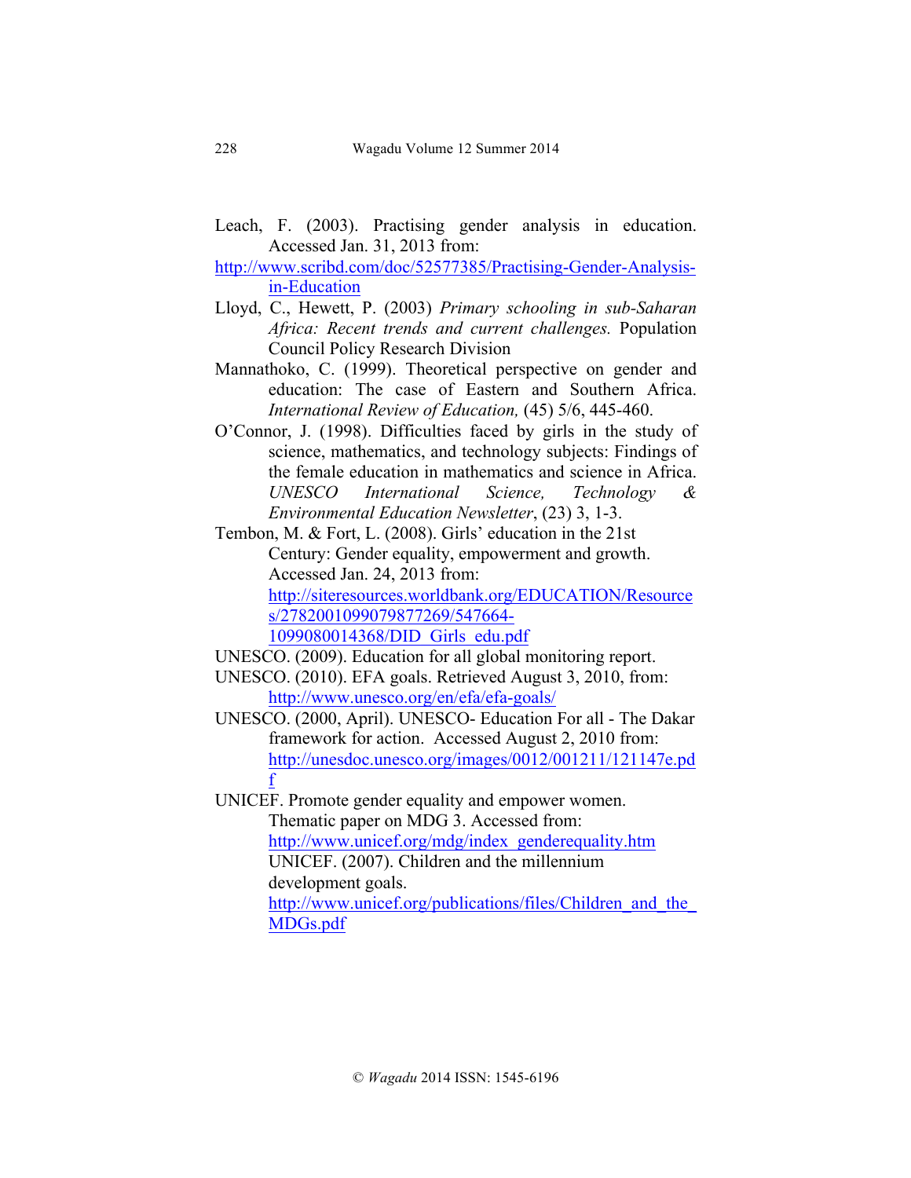Leach, F. (2003). Practising gender analysis in education. Accessed Jan. 31, 2013 from: http://www.scribd.com/doc/52577385/Practising-Gender-Analysis-in-Education

Lloyd, C., Hewett, P. (2003) *Primary schooling in sub-Saharan Africa: Recent trends and current challenges.* Population Council Policy Research Division

Mannathoko, C. (1999). Theoretical perspective on gender and education: The case of Eastern and Southern Africa. *International Review of Education,* (45) 5/6, 445-460.

O'Connor, J. (1998). Difficulties faced by girls in the study of science, mathematics, and technology subjects: Findings of the female education in mathematics and science in Africa. *UNESCO International Science, Technology & Environmental Education Newsletter*, (23) 3, 1-3.

Tembon, M. & Fort, L. (2008). Girls' education in the 21st Century: Gender equality, empowerment and growth. Accessed Jan. 24, 2013 from: http://siteresources.worldbank.org/EDUCATION/Resources/278200109907987726​9/547664-1099080014368/DID_Girls_edu.pdf

UNESCO. (2009). Education for all global monitoring report.

UNESCO. (2010). EFA goals. Retrieved August 3, 2010, from: http://www.unesco.org/en/efa/efa-goals/

UNESCO. (2000, April). UNESCO- Education For all - The Dakar framework for action. Accessed August 2, 2010 from: http://unesdoc.unesco.org/images/0012/001211/121147e.pdf

UNICEF. Promote gender equality and empower women. Thematic paper on MDG 3. Accessed from: http://www.unicef.org/mdg/index_genderequality.htm UNICEF. (2007). Children and the millennium development goals. http://www.unicef.org/publications/files/Children_and_the_MDGs.pdf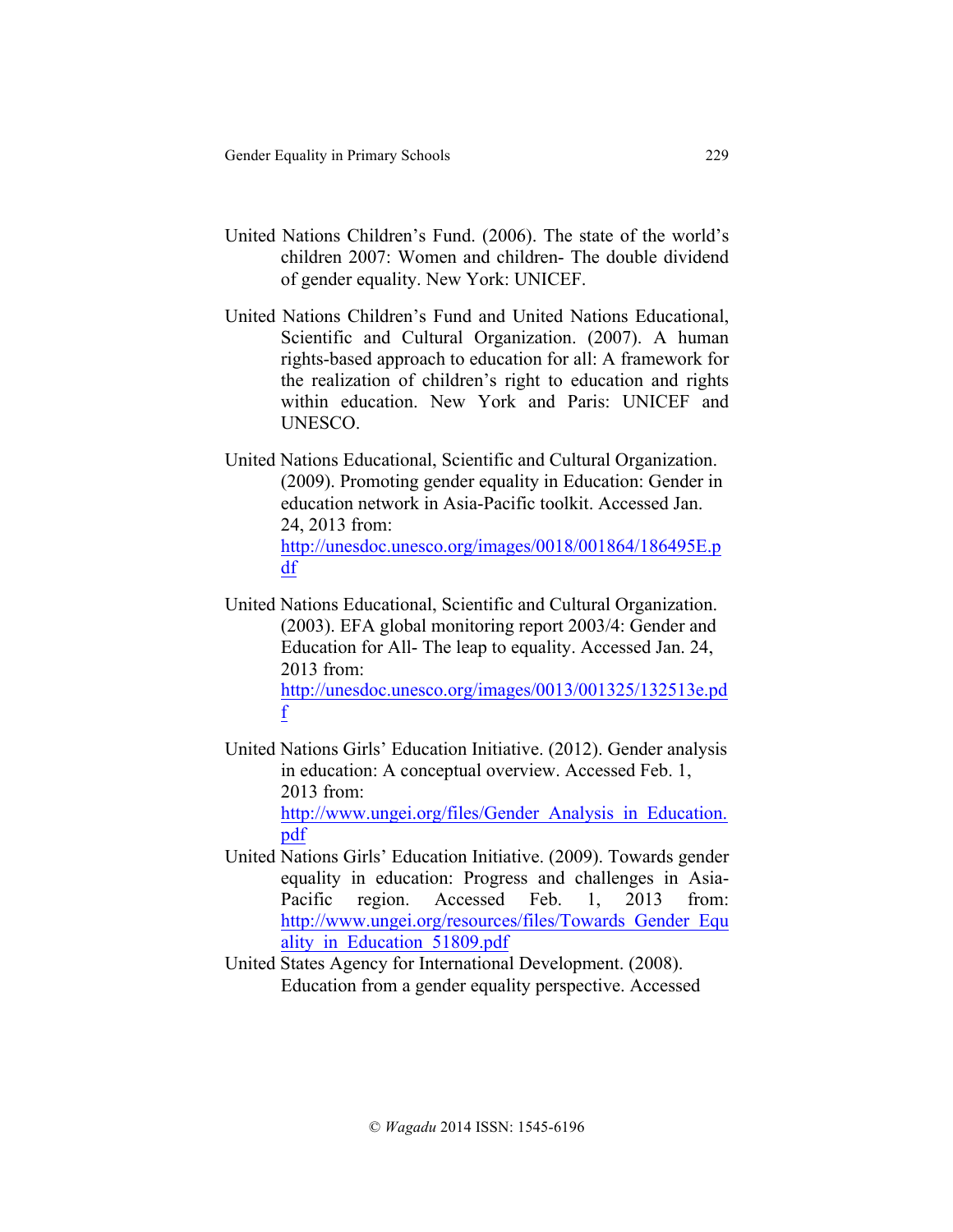United Nations Children's Fund. (2006). The state of the world's children 2007: Women and children- The double dividend of gender equality. New York: UNICEF.

United Nations Children's Fund and United Nations Educational, Scientific and Cultural Organization. (2007). A human rights-based approach to education for all: A framework for the realization of children's right to education and rights within education. New York and Paris: UNICEF and UNESCO.

United Nations Educational, Scientific and Cultural Organization. (2009). Promoting gender equality in Education: Gender in education network in Asia-Pacific toolkit. Accessed Jan. 24, 2013 from: http://unesdoc.unesco.org/images/0018/001864/186495E.pdf

United Nations Educational, Scientific and Cultural Organization. (2003). EFA global monitoring report 2003/4: Gender and Education for All- The leap to equality. Accessed Jan. 24, 2013 from: http://unesdoc.unesco.org/images/0013/001325/132513e.pdf

United Nations Girls' Education Initiative. (2012). Gender analysis in education: A conceptual overview. Accessed Feb. 1, 2013 from: http://www.ungei.org/files/Gender_Analysis_in_Education.pdf

United Nations Girls' Education Initiative. (2009). Towards gender equality in education: Progress and challenges in Asia-Pacific region. Accessed Feb. 1, 2013 from: http://www.ungei.org/resources/files/Towards_Gender_Equality_in_Education_51809.pdf

United States Agency for International Development. (2008). Education from a gender equality perspective. Accessed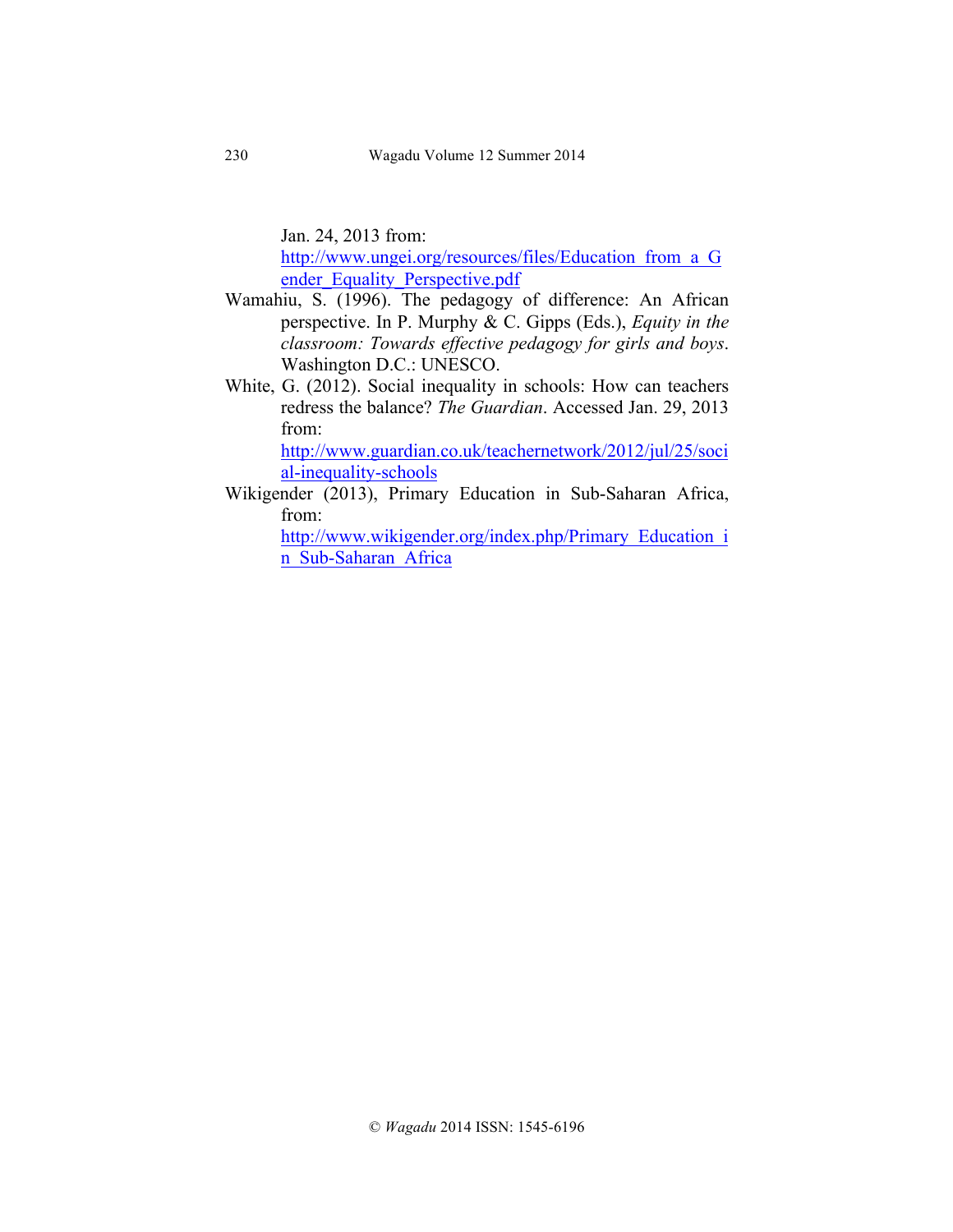Jan. 24, 2013 from: http://www.ungei.org/resources/files/Education_from_a_Gender_Equality_Perspective.pdf

Wamahiu, S. (1996). The pedagogy of difference: An African perspective. In P. Murphy & C. Gipps (Eds.), *Equity in the classroom: Towards effective pedagogy for girls and boys*. Washington D.C.: UNESCO.

White, G. (2012). Social inequality in schools: How can teachers redress the balance? *The Guardian*. Accessed Jan. 29, 2013 from: http://www.guardian.co.uk/teachernetwork/2012/jul/25/social-inequality-schools

Wikigender (2013), Primary Education in Sub-Saharan Africa, from: http://www.wikigender.org/index.php/Primary_Education_in_Sub-Saharan_Africa